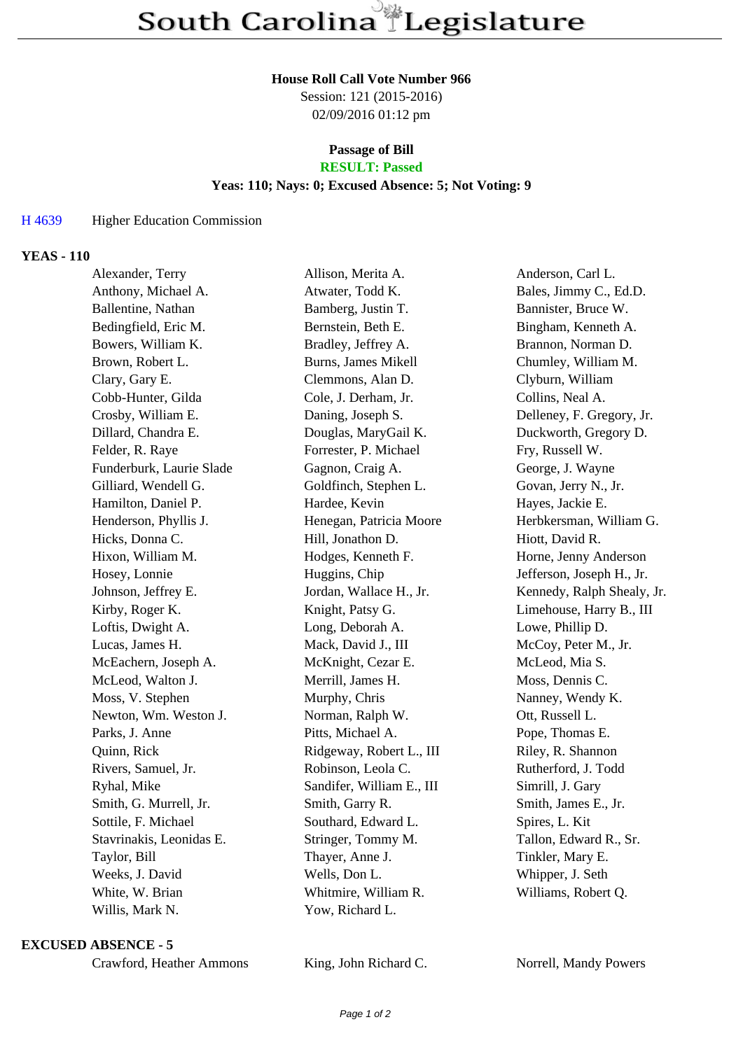# South Carolina Legislature

**House Roll Call Vote Number 966**
Session: 121 (2015-2016)
02/09/2016 01:12 pm

**Passage of Bill**
**RESULT: Passed**
**Yeas: 110; Nays: 0; Excused Absence: 5; Not Voting: 9**

H 4639 Higher Education Commission

## YEAS - 110

| | | |
|---|---|---|
| Alexander, Terry | Allison, Merita A. | Anderson, Carl L. |
| Anthony, Michael A. | Atwater, Todd K. | Bales, Jimmy C., Ed.D. |
| Ballentine, Nathan | Bamberg, Justin T. | Bannister, Bruce W. |
| Bedingfield, Eric M. | Bernstein, Beth E. | Bingham, Kenneth A. |
| Bowers, William K. | Bradley, Jeffrey A. | Brannon, Norman D. |
| Brown, Robert L. | Burns, James Mikell | Chumley, William M. |
| Clary, Gary E. | Clemmons, Alan D. | Clyburn, William |
| Cobb-Hunter, Gilda | Cole, J. Derham, Jr. | Collins, Neal A. |
| Crosby, William E. | Daning, Joseph S. | Delleney, F. Gregory, Jr. |
| Dillard, Chandra E. | Douglas, MaryGail K. | Duckworth, Gregory D. |
| Felder, R. Raye | Forrester, P. Michael | Fry, Russell W. |
| Funderburk, Laurie Slade | Gagnon, Craig A. | George, J. Wayne |
| Gilliard, Wendell G. | Goldfinch, Stephen L. | Govan, Jerry N., Jr. |
| Hamilton, Daniel P. | Hardee, Kevin | Hayes, Jackie E. |
| Henderson, Phyllis J. | Henegan, Patricia Moore | Herbkersman, William G. |
| Hicks, Donna C. | Hill, Jonathon D. | Hiott, David R. |
| Hixon, William M. | Hodges, Kenneth F. | Horne, Jenny Anderson |
| Hosey, Lonnie | Huggins, Chip | Jefferson, Joseph H., Jr. |
| Johnson, Jeffrey E. | Jordan, Wallace H., Jr. | Kennedy, Ralph Shealy, Jr. |
| Kirby, Roger K. | Knight, Patsy G. | Limehouse, Harry B., III |
| Loftis, Dwight A. | Long, Deborah A. | Lowe, Phillip D. |
| Lucas, James H. | Mack, David J., III | McCoy, Peter M., Jr. |
| McEachern, Joseph A. | McKnight, Cezar E. | McLeod, Mia S. |
| McLeod, Walton J. | Merrill, James H. | Moss, Dennis C. |
| Moss, V. Stephen | Murphy, Chris | Nanney, Wendy K. |
| Newton, Wm. Weston J. | Norman, Ralph W. | Ott, Russell L. |
| Parks, J. Anne | Pitts, Michael A. | Pope, Thomas E. |
| Quinn, Rick | Ridgeway, Robert L., III | Riley, R. Shannon |
| Rivers, Samuel, Jr. | Robinson, Leola C. | Rutherford, J. Todd |
| Ryhal, Mike | Sandifer, William E., III | Simrill, J. Gary |
| Smith, G. Murrell, Jr. | Smith, Garry R. | Smith, James E., Jr. |
| Sottile, F. Michael | Southard, Edward L. | Spires, L. Kit |
| Stavrinakis, Leonidas E. | Stringer, Tommy M. | Tallon, Edward R., Sr. |
| Taylor, Bill | Thayer, Anne J. | Tinkler, Mary E. |
| Weeks, J. David | Wells, Don L. | Whipper, J. Seth |
| White, W. Brian | Whitmire, William R. | Williams, Robert Q. |
| Willis, Mark N. | Yow, Richard L. | |

## EXCUSED ABSENCE - 5

| | | |
|---|---|---|
| Crawford, Heather Ammons | King, John Richard C. | Norrell, Mandy Powers |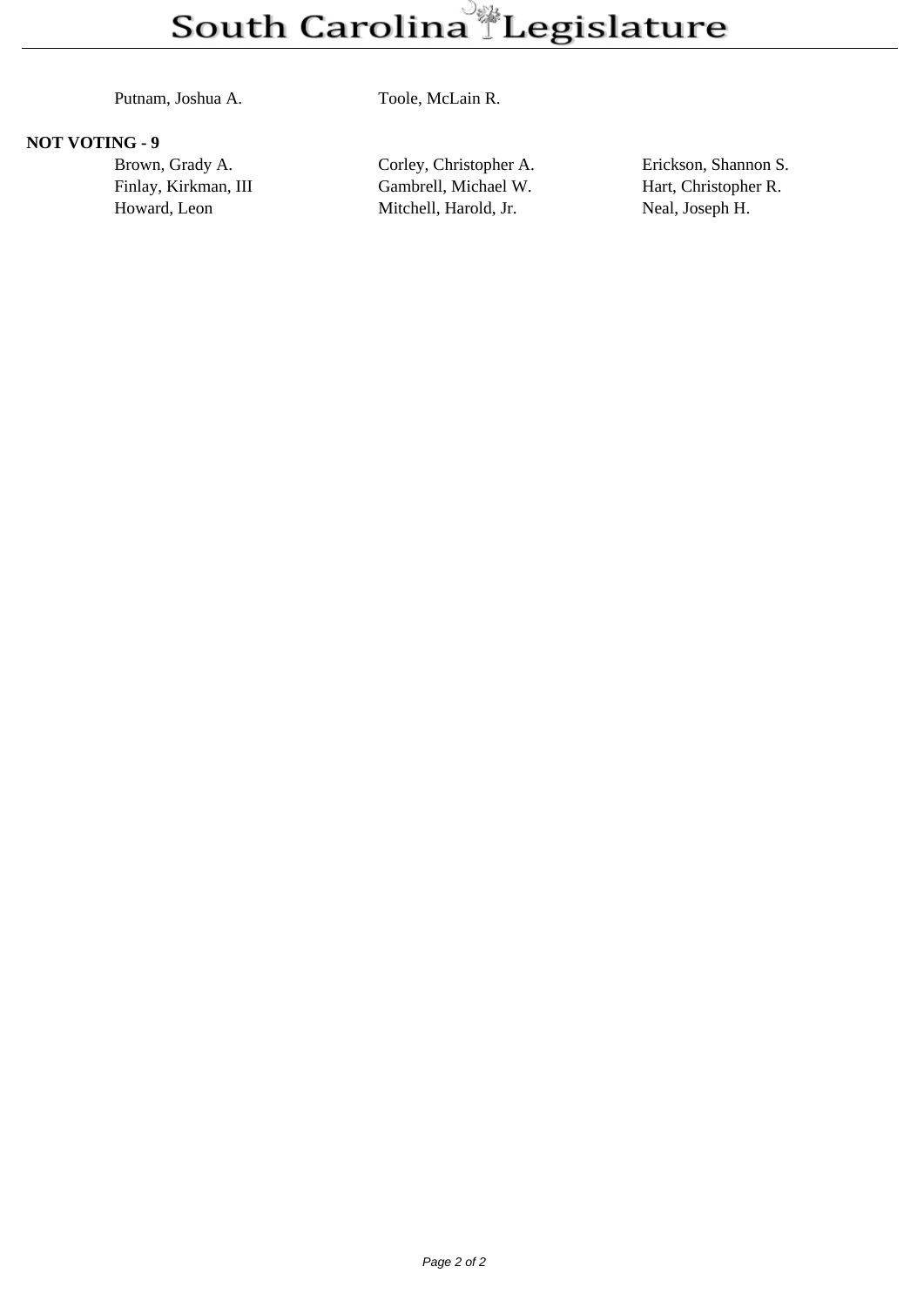| | | |
|---|---|---|
| Putnam, Joshua A. | Toole, McLain R. | |

**NOT VOTING - 9**

| | | |
|---|---|---|
| Brown, Grady A. | Corley, Christopher A. | Erickson, Shannon S. |
| Finlay, Kirkman, III | Gambrell, Michael W. | Hart, Christopher R. |
| Howard, Leon | Mitchell, Harold, Jr. | Neal, Joseph H. |